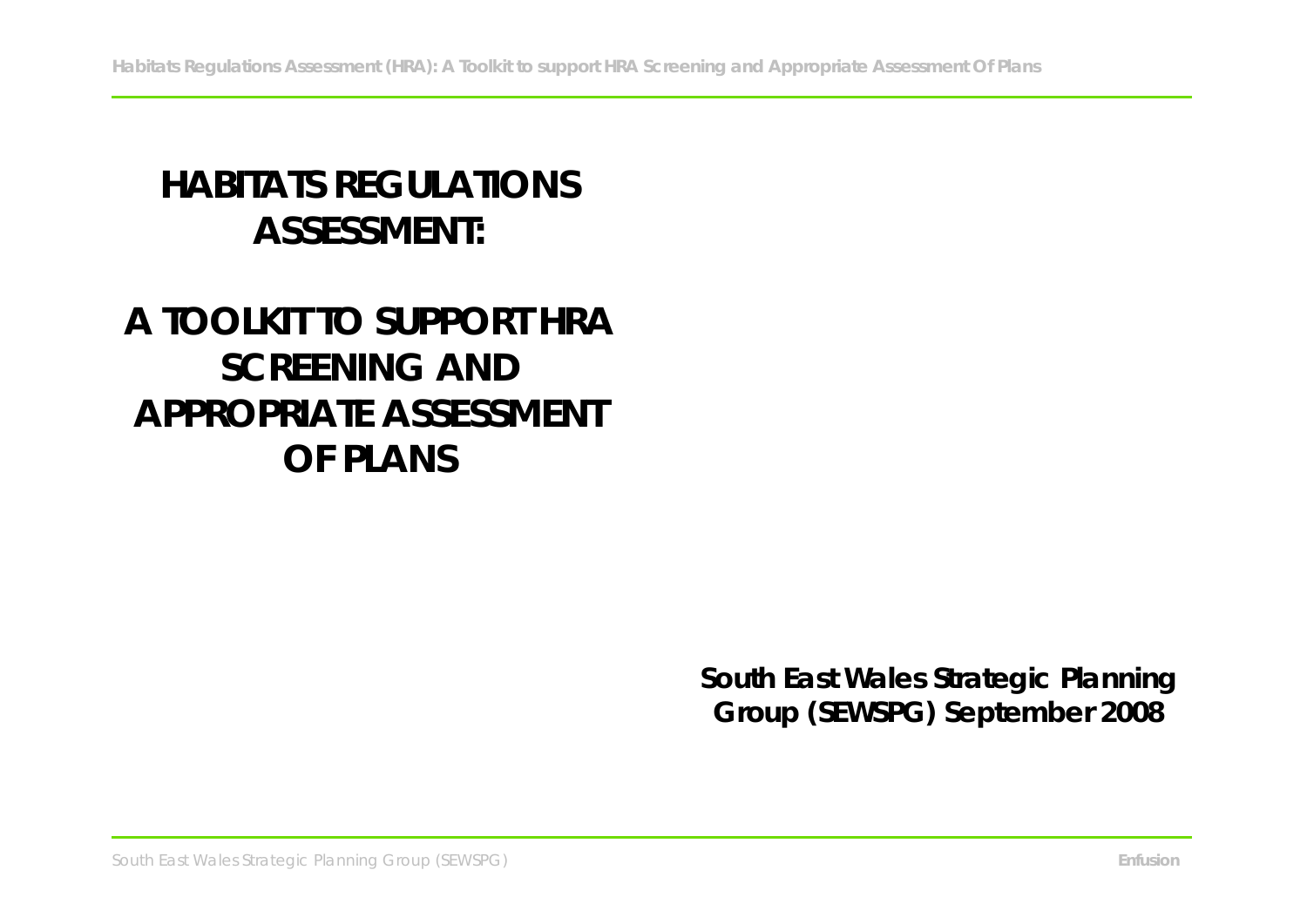# HABITATS REGULATIONS ASSESSMENT:

# A TOOLKIT TO SUPPORT HRA SCREENING AND APPROPRIATE ASSESSMENT OF PLANS

**South East Wales Strategic Planning Group (SEWSPG) September 2008**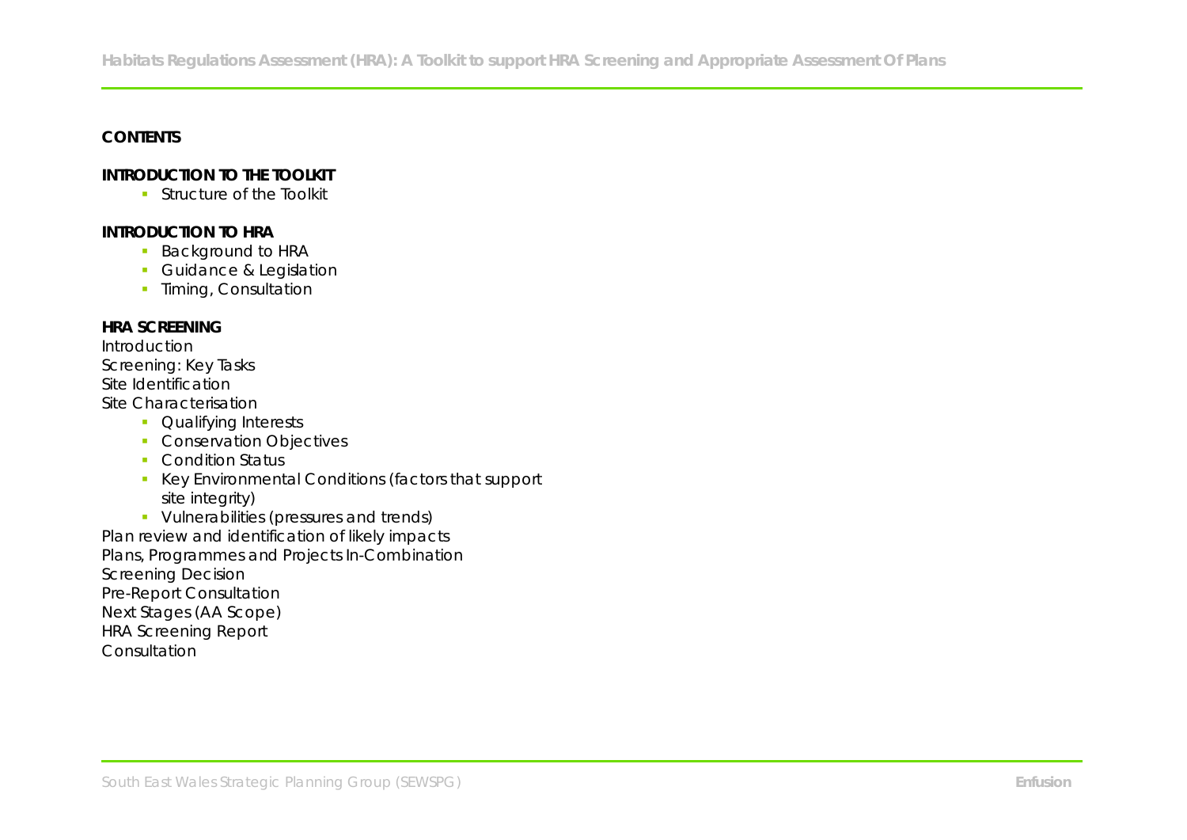**CONTENTS**

**INTRODUCTION TO THE TOOLKIT**

- Structure of the Toolkit

**INTRODUCTION TO HRA**

- Background to HRA
- Guidance & Legislation
- Timing, Consultation

**HRA SCREENING**

Introduction
Screening: Key Tasks
Site Identification
Site Characterisation

- Qualifying Interests
- Conservation Objectives
- Condition Status
- Key Environmental Conditions (factors that support site integrity)
- Vulnerabilities (pressures and trends)

Plan review and identification of likely impacts
Plans, Programmes and Projects In-Combination
Screening Decision
Pre-Report Consultation
Next Stages (AA Scope)
HRA Screening Report
Consultation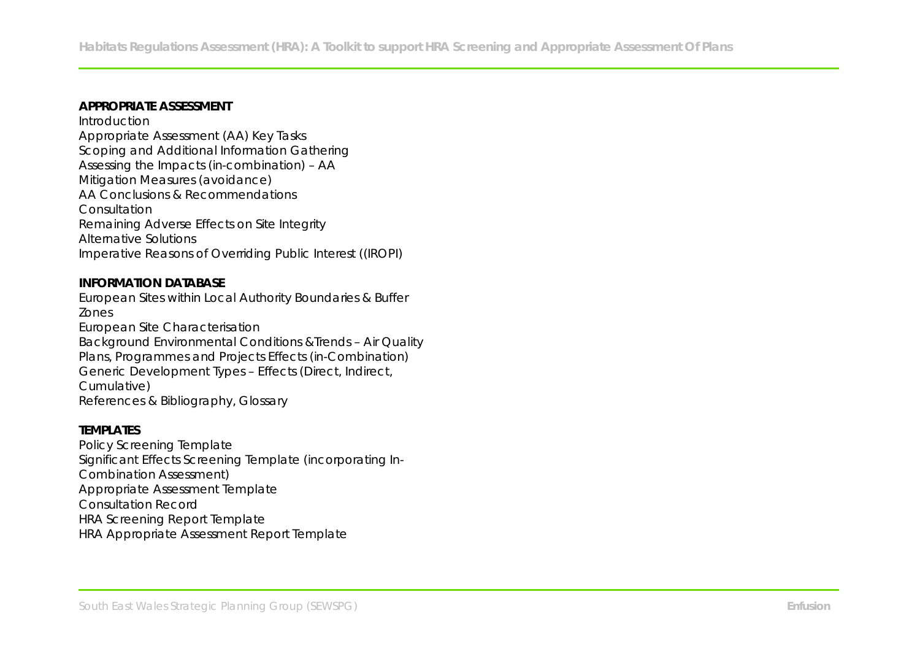**APPROPRIATE ASSESSMENT**

Introduction
Appropriate Assessment (AA) Key Tasks
Scoping and Additional Information Gathering
Assessing the Impacts (in-combination) – AA
Mitigation Measures (avoidance)
AA Conclusions & Recommendations
Consultation
Remaining Adverse Effects on Site Integrity
Alternative Solutions
Imperative Reasons of Overriding Public Interest ((IROPI)

**INFORMATION DATABASE**

European Sites within Local Authority Boundaries & Buffer Zones
European Site Characterisation
Background Environmental Conditions &Trends – Air Quality
Plans, Programmes and Projects Effects (in-Combination)
Generic Development Types – Effects (Direct, Indirect, Cumulative)
References & Bibliography, Glossary

**TEMPLATES**

Policy Screening Template
Significant Effects Screening Template (incorporating In-Combination Assessment)
Appropriate Assessment Template
Consultation Record
HRA Screening Report Template
HRA Appropriate Assessment Report Template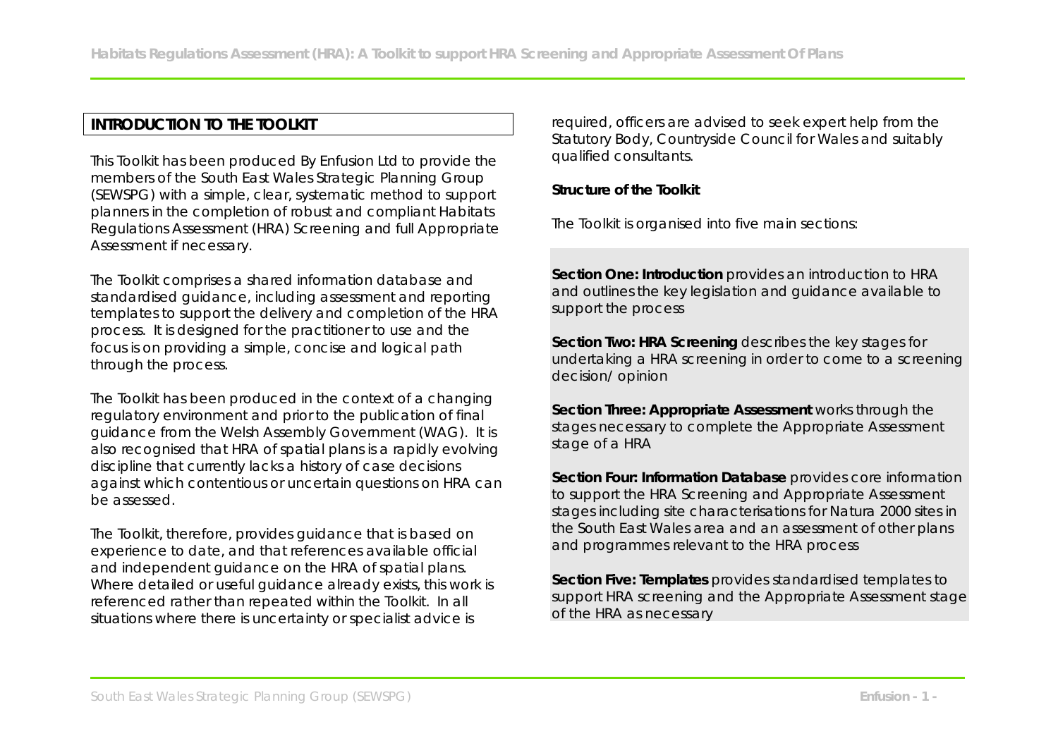## INTRODUCTION TO THE TOOLKIT

This Toolkit has been produced By Enfusion Ltd to provide the members of the South East Wales Strategic Planning Group (SEWSPG) with a simple, clear, systematic method to support planners in the completion of robust and compliant Habitats Regulations Assessment (HRA) Screening and full Appropriate Assessment if necessary.

The Toolkit comprises a shared information database and standardised guidance, including assessment and reporting templates to support the delivery and completion of the HRA process. It is designed for the practitioner to use and the focus is on providing a simple, concise and logical path through the process.

The Toolkit has been produced in the context of a changing regulatory environment and prior to the publication of final guidance from the Welsh Assembly Government (WAG). It is also recognised that HRA of spatial plans is a rapidly evolving discipline that currently lacks a history of case decisions against which contentious or uncertain questions on HRA can be assessed.

The Toolkit, therefore, provides guidance that is based on experience to date, and that references available official and independent guidance on the HRA of spatial plans. Where detailed or useful guidance already exists, this work is referenced rather than repeated within the Toolkit. In all situations where there is uncertainty or specialist advice is required, officers are advised to seek expert help from the Statutory Body, Countryside Council for Wales and suitably qualified consultants.

**Structure of the Toolkit**

The Toolkit is organised into five main sections:

**Section One: Introduction** provides an introduction to HRA and outlines the key legislation and guidance available to support the process

**Section Two: HRA Screening** describes the key stages for undertaking a HRA screening in order to come to a screening decision/ opinion

**Section Three: Appropriate Assessment** works through the stages necessary to complete the Appropriate Assessment stage of a HRA

**Section Four: Information Database** provides core information to support the HRA Screening and Appropriate Assessment stages including site characterisations for Natura 2000 sites in the South East Wales area and an assessment of other plans and programmes relevant to the HRA process

**Section Five: Templates** provides standardised templates to support HRA screening and the Appropriate Assessment stage of the HRA as necessary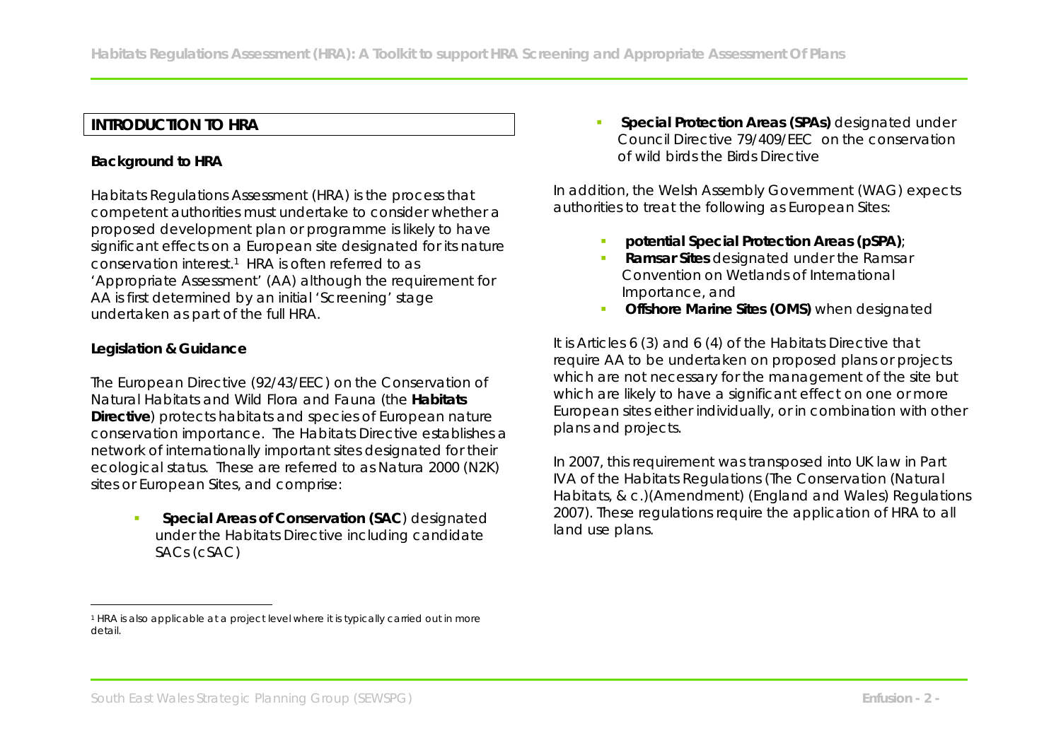## INTRODUCTION TO HRA

### Background to HRA

Habitats Regulations Assessment (HRA) is the process that competent authorities must undertake to consider whether a proposed development plan or programme is likely to have significant effects on a European site designated for its nature conservation interest.[1] HRA is often referred to as 'Appropriate Assessment' (AA) although the requirement for AA is first determined by an initial 'Screening' stage undertaken as part of the full HRA.

### Legislation & Guidance

The European Directive (92/43/EEC) on the Conservation of Natural Habitats and Wild Flora and Fauna (the **Habitats Directive**) protects habitats and species of European nature conservation importance. The Habitats Directive establishes a network of internationally important sites designated for their ecological status. These are referred to as Natura 2000 (N2K) sites or European Sites, and comprise:

- **Special Areas of Conservation (SAC**) designated under the Habitats Directive including candidate SACs (cSAC)
- **Special Protection Areas (SPAs)** designated under Council Directive 79/409/EEC on the conservation of wild birds the Birds Directive

In addition, the Welsh Assembly Government (WAG) expects authorities to treat the following as European Sites:

- **potential Special Protection Areas (pSPA)**;
- **Ramsar Sites** designated under the Ramsar Convention on Wetlands of International Importance, and
- **Offshore Marine Sites (OMS)** when designated

It is Articles 6 (3) and 6 (4) of the Habitats Directive that require AA to be undertaken on proposed plans or projects which are not necessary for the management of the site but which are likely to have a significant effect on one or more European sites either individually, or in combination with other plans and projects.

In 2007, this requirement was transposed into UK law in Part IVA of the Habitats Regulations (The Conservation (Natural Habitats, & c.)(Amendment) (England and Wales) Regulations 2007). These regulations require the application of HRA to all land use plans.

[1] HRA is also applicable at a project level where it is typically carried out in more detail.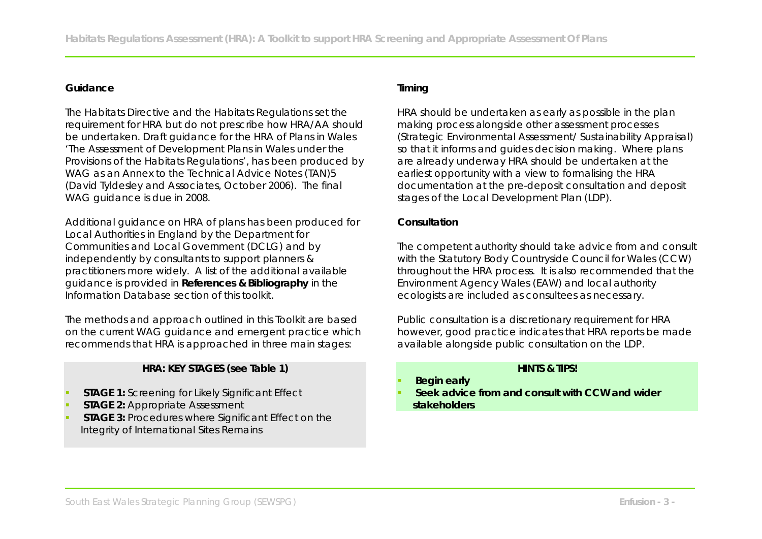**Guidance**

The Habitats Directive and the Habitats Regulations set the requirement for HRA but do not prescribe how HRA/AA should be undertaken. Draft guidance for the HRA of Plans in Wales 'The Assessment of Development Plans in Wales under the Provisions of the Habitats Regulations', has been produced by WAG as an Annex to the Technical Advice Notes (TAN)5 (David Tyldesley and Associates, October 2006). The final WAG guidance is due in 2008.

Additional guidance on HRA of plans has been produced for Local Authorities in England by the Department for Communities and Local Government (DCLG) and by independently by consultants to support planners & practitioners more widely. A list of the additional available guidance is provided in **References & Bibliography** in the Information Database section of this toolkit.

The methods and approach outlined in this Toolkit are based on the current WAG guidance and emergent practice which recommends that HRA is approached in three main stages:

**HRA: KEY STAGES (see Table 1)**

- **STAGE 1:** Screening for Likely Significant Effect
- **STAGE 2:** Appropriate Assessment
- **STAGE 3:** Procedures where Significant Effect on the Integrity of International Sites Remains

**Timing**

HRA should be undertaken as early as possible in the plan making process alongside other assessment processes (Strategic Environmental Assessment/ Sustainability Appraisal) so that it informs and guides decision making. Where plans are already underway HRA should be undertaken at the earliest opportunity with a view to formalising the HRA documentation at the pre-deposit consultation and deposit stages of the Local Development Plan (LDP).

**Consultation**

The competent authority should take advice from and consult with the Statutory Body Countryside Council for Wales (CCW) throughout the HRA process. It is also recommended that the Environment Agency Wales (EAW) and local authority ecologists are included as consultees as necessary.

Public consultation is a discretionary requirement for HRA however, good practice indicates that HRA reports be made available alongside public consultation on the LDP.

**HINTS & TIPS!**

- **Begin early**
- **Seek advice from and consult with CCW and wider stakeholders**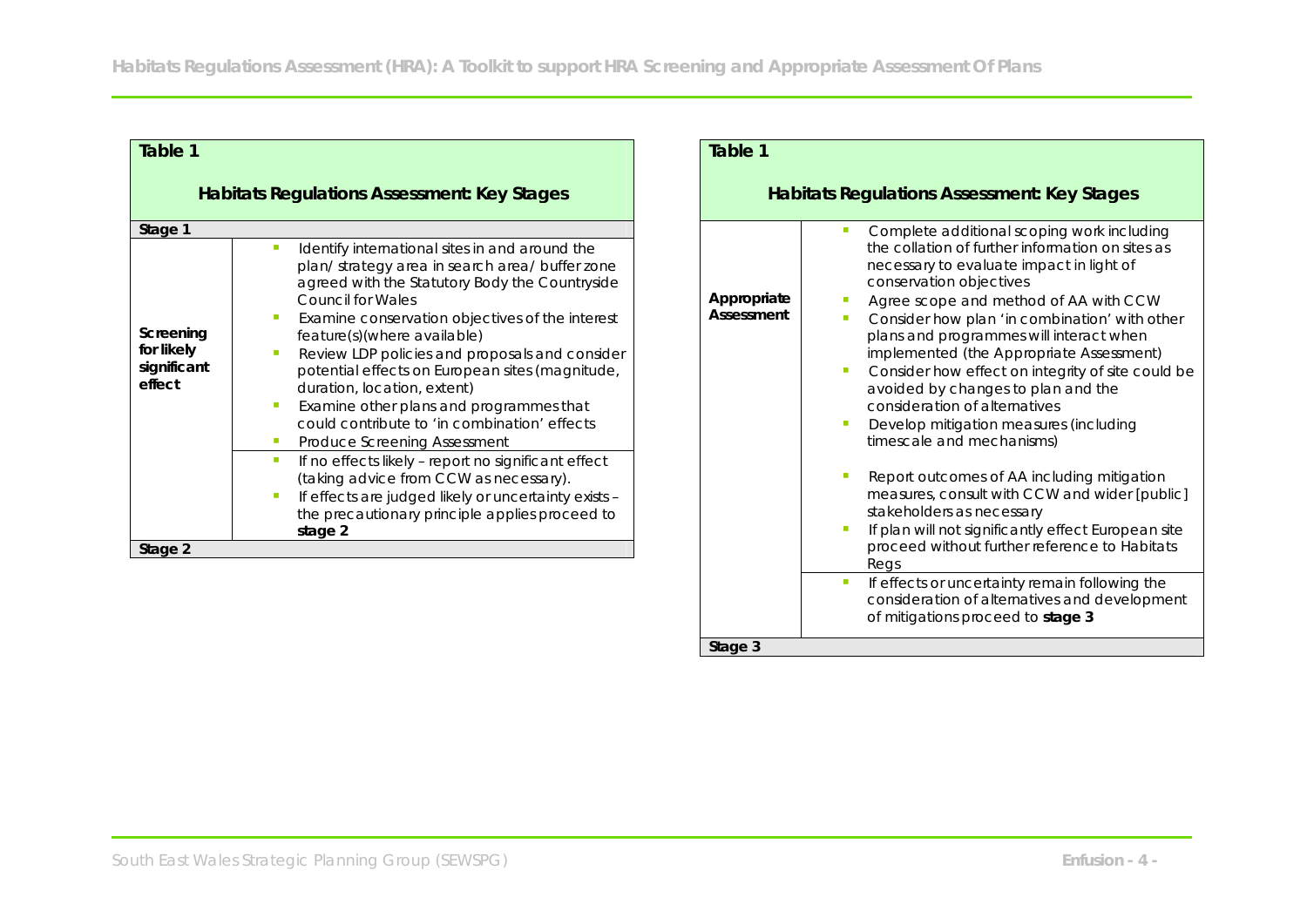**Table 1**

**Habitats Regulations Assessment: Key Stages**

| | |
|---|---|
| **Stage 1** | |
| **Screening for likely significant effect** | - Identify international sites in and around the plan/ strategy area in search area/ buffer zone agreed with the Statutory Body the Countryside Council for Wales<br>- Examine conservation objectives of the interest feature(s)(where available)<br>- Review LDP policies and proposals and consider potential effects on European sites (magnitude, duration, location, extent)<br>- Examine other plans and programmes that could contribute to 'in combination' effects<br>- Produce Screening Assessment |
| | - If no effects likely – report no significant effect (taking advice from CCW as necessary).<br>- If effects are judged likely or uncertainty exists – the precautionary principle applies proceed to **stage 2** |
| **Stage 2** | |
| **Appropriate Assessment** | - Complete additional scoping work including the collation of further information on sites as necessary to evaluate impact in light of conservation objectives<br>- Agree scope and method of AA with CCW<br>- Consider how plan 'in combination' with other plans and programmes will interact when implemented (the Appropriate Assessment)<br>- Consider how effect on integrity of site could be avoided by changes to plan and the consideration of alternatives<br>- Develop mitigation measures (including timescale and mechanisms)<br>- Report outcomes of AA including mitigation measures, consult with CCW and wider [public] stakeholders as necessary<br>- If plan will not significantly effect European site proceed without further reference to Habitats Regs |
| | - If effects or uncertainty remain following the consideration of alternatives and development of mitigations proceed to **stage 3** |
| **Stage 3** | |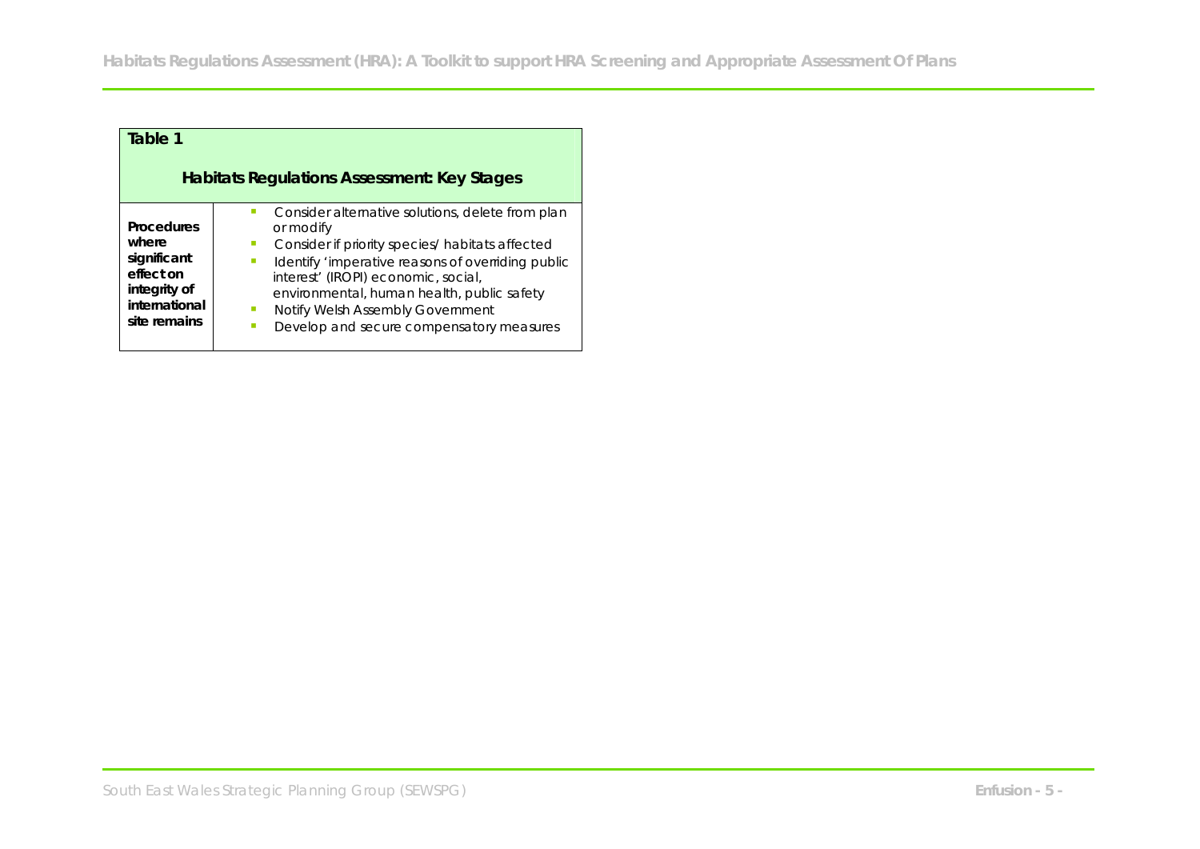| Table 1 | |
|---|---|
| **Habitats Regulations Assessment: Key Stages** | |
| **Procedures where significant effect on integrity of international site remains** | - Consider alternative solutions, delete from plan or modify<br>- Consider if priority species/ habitats affected<br>- Identify 'imperative reasons of overriding public interest' (IROPI) economic, social, environmental, human health, public safety<br>- Notify Welsh Assembly Government<br>- Develop and secure compensatory measures |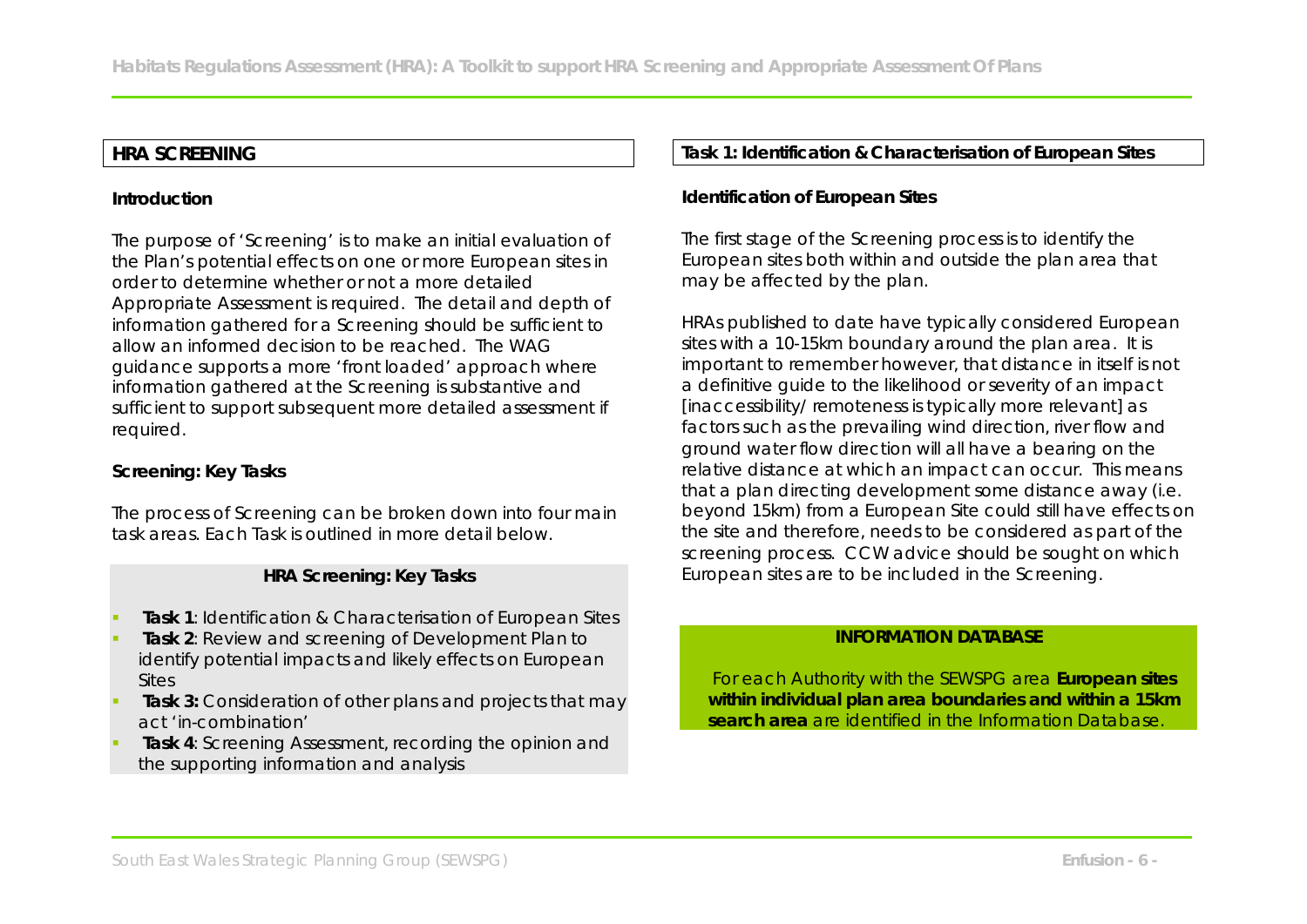## HRA SCREENING

### Introduction

The purpose of 'Screening' is to make an initial evaluation of the Plan's potential effects on one or more European sites in order to determine whether or not a more detailed Appropriate Assessment is required. The detail and depth of information gathered for a Screening should be sufficient to allow an informed decision to be reached. The WAG guidance supports a more 'front loaded' approach where information gathered at the Screening is substantive and sufficient to support subsequent more detailed assessment if required.

### Screening: Key Tasks

The process of Screening can be broken down into four main task areas. Each Task is outlined in more detail below.

**HRA Screening: Key Tasks**

- **Task 1**: Identification & Characterisation of European Sites
- **Task 2**: Review and screening of Development Plan to identify potential impacts and likely effects on European Sites
- **Task 3:** Consideration of other plans and projects that may act 'in-combination'
- **Task 4**: Screening Assessment, recording the opinion and the supporting information and analysis

## Task 1: Identification & Characterisation of European Sites

### Identification of European Sites

The first stage of the Screening process is to identify the European sites both within and outside the plan area that may be affected by the plan.

HRAs published to date have typically considered European sites with a 10-15km boundary around the plan area. It is important to remember however, that distance in itself is not a definitive guide to the likelihood or severity of an impact [inaccessibility/ remoteness is typically more relevant] as factors such as the prevailing wind direction, river flow and ground water flow direction will all have a bearing on the relative distance at which an impact can occur. This means that a plan directing development some distance away (i.e. beyond 15km) from a European Site could still have effects on the site and therefore, needs to be considered as part of the screening process. CCW advice should be sought on which European sites are to be included in the Screening.

**INFORMATION DATABASE**

For each Authority with the SEWSPG area **European sites within individual plan area boundaries and within a 15km search area** are identified in the Information Database.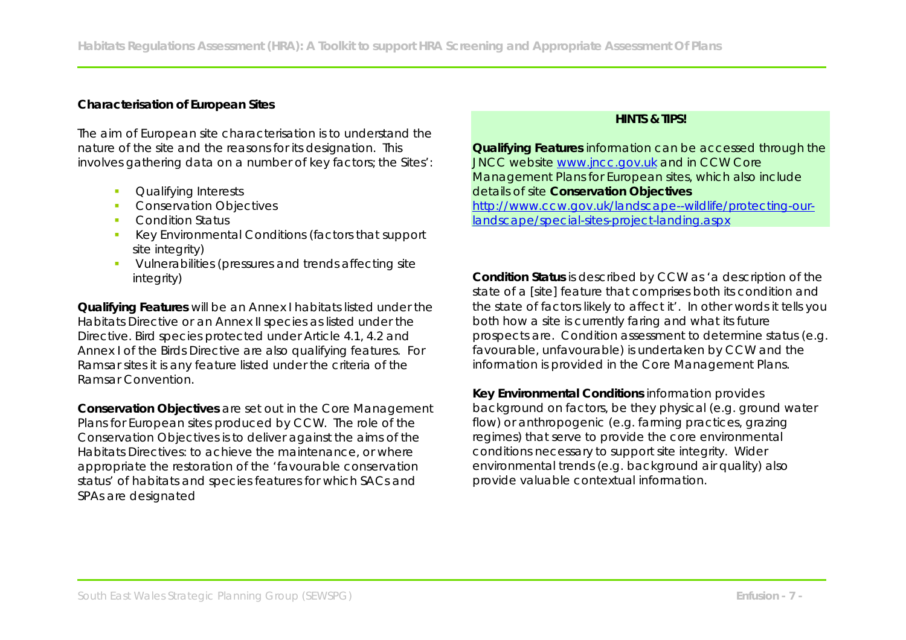**Characterisation of European Sites**

The aim of European site characterisation is to understand the nature of the site and the reasons for its designation. This involves gathering data on a number of key factors; the Sites':

- Qualifying Interests
- Conservation Objectives
- Condition Status
- Key Environmental Conditions (factors that support site integrity)
- Vulnerabilities (pressures and trends affecting site integrity)

**Qualifying Features** will be an Annex I habitats listed under the Habitats Directive or an Annex II species as listed under the Directive. Bird species protected under Article 4.1, 4.2 and Annex I of the Birds Directive are also qualifying features. For Ramsar sites it is any feature listed under the criteria of the Ramsar Convention.

**Conservation Objectives** are set out in the Core Management Plans for European sites produced by CCW. The role of the Conservation Objectives is to deliver against the aims of the Habitats Directives: to achieve the maintenance, or where appropriate the restoration of the 'favourable conservation status' of habitats and species features for which SACs and SPAs are designated

**HINTS & TIPS!**

**Qualifying Features** information can be accessed through the JNCC website [www.jncc.gov.uk](http://www.jncc.gov.uk) and in CCW Core Management Plans for European sites, which also include details of site **Conservation Objectives** [http://www.ccw.gov.uk/landscape--wildlife/protecting-our-landscape/special-sites-project-landing.aspx](http://www.ccw.gov.uk/landscape--wildlife/protecting-our-landscape/special-sites-project-landing.aspx)

**Condition Status** is described by CCW as 'a description of the state of a [site] feature that comprises both its condition and the state of factors likely to affect it'. In other words it tells you both how a site is currently faring and what its future prospects are. Condition assessment to determine status (e.g. favourable, unfavourable) is undertaken by CCW and the information is provided in the Core Management Plans.

**Key Environmental Conditions** information provides background on factors, be they physical (e.g. ground water flow) or anthropogenic (e.g. farming practices, grazing regimes) that serve to provide the core environmental conditions necessary to support site integrity. Wider environmental trends (e.g. background air quality) also provide valuable contextual information.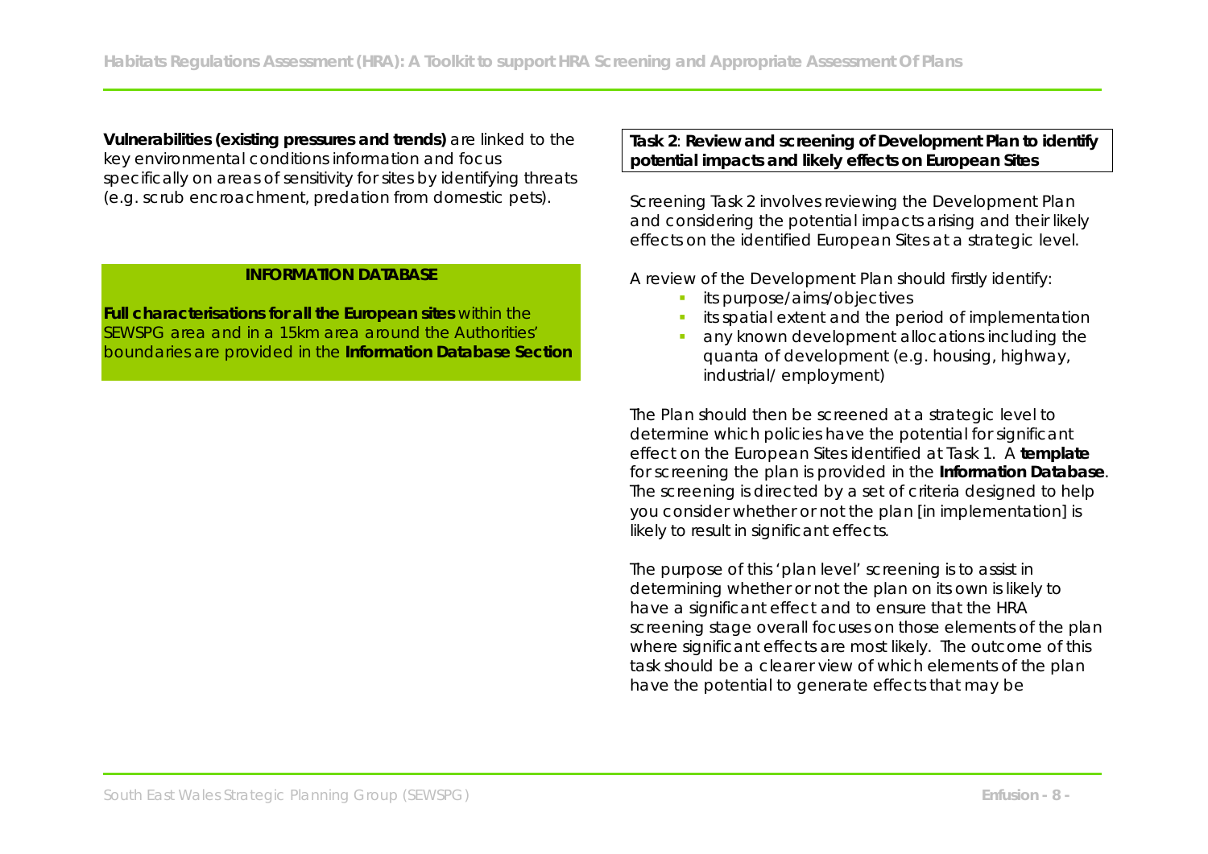**Vulnerabilities (existing pressures and trends)** are linked to the key environmental conditions information and focus specifically on areas of sensitivity for sites by identifying threats (e.g. scrub encroachment, predation from domestic pets).

**INFORMATION DATABASE**

**Full characterisations for all the European sites** within the SEWSPG area and in a 15km area around the Authorities' boundaries are provided in the **Information Database Section**

**Task 2**: **Review and screening of Development Plan to identify potential impacts and likely effects on European Sites**

Screening Task 2 involves reviewing the Development Plan and considering the potential impacts arising and their likely effects on the identified European Sites at a strategic level.

A review of the Development Plan should firstly identify:

- its purpose/aims/objectives
- its spatial extent and the period of implementation
- any known development allocations including the quanta of development (e.g. housing, highway, industrial/ employment)

The Plan should then be screened at a strategic level to determine which policies have the potential for significant effect on the European Sites identified at Task 1. A **template** for screening the plan is provided in the **Information Database**. The screening is directed by a set of criteria designed to help you consider whether or not the plan [in implementation] is likely to result in significant effects.

The purpose of this 'plan level' screening is to assist in determining whether or not the plan on its own is likely to have a significant effect and to ensure that the HRA screening stage overall focuses on those elements of the plan where significant effects are most likely. The outcome of this task should be a clearer view of which elements of the plan have the potential to generate effects that may be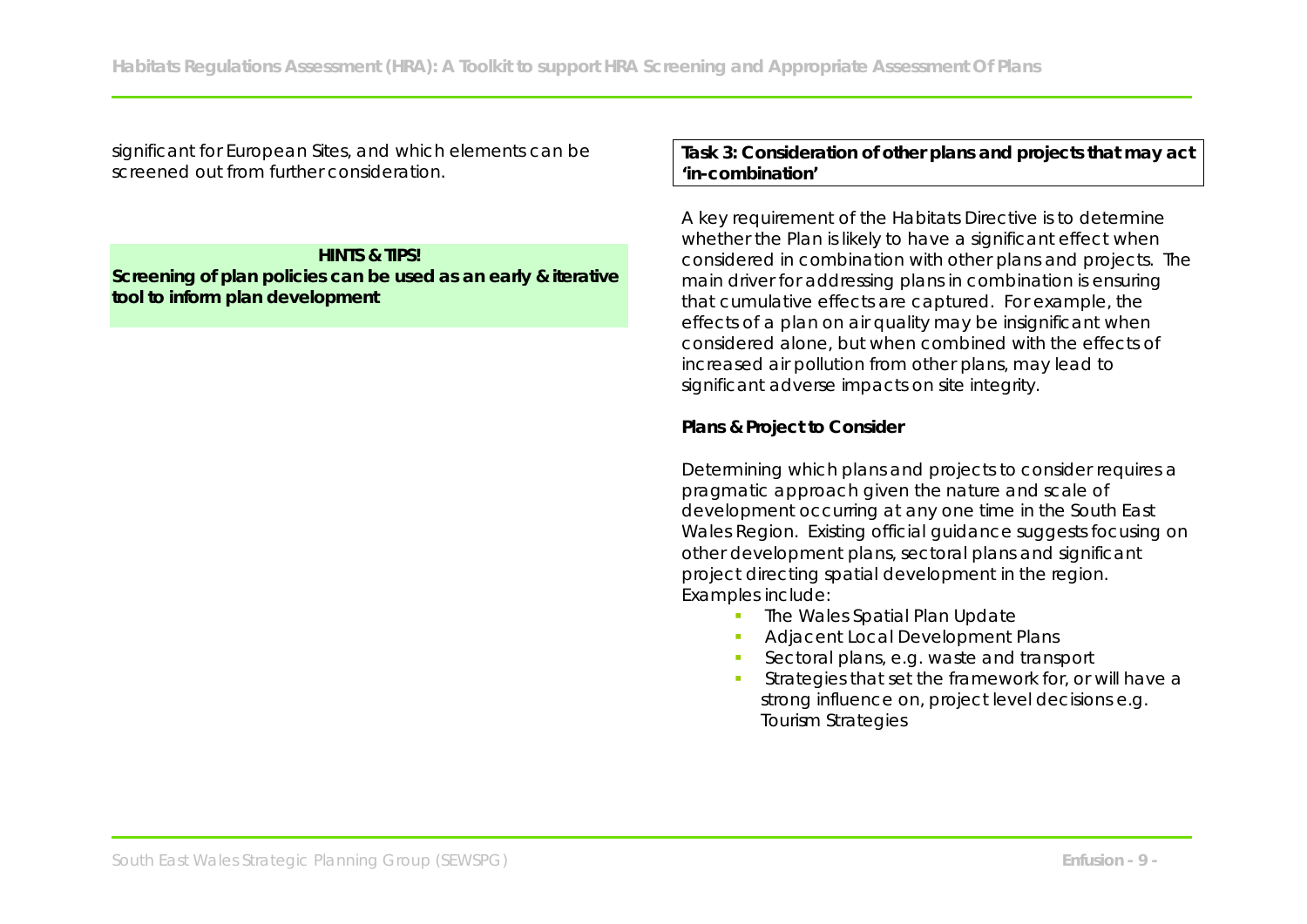significant for European Sites, and which elements can be screened out from further consideration.

**HINTS & TIPS!**
**Screening of plan policies can be used as an early & iterative tool to inform plan development**

**Task 3: Consideration of other plans and projects that may act 'in-combination'**

A key requirement of the Habitats Directive is to determine whether the Plan is likely to have a significant effect when considered in combination with other plans and projects. The main driver for addressing plans in combination is ensuring that cumulative effects are captured. For example, the effects of a plan on air quality may be insignificant when considered alone, but when combined with the effects of increased air pollution from other plans, may lead to significant adverse impacts on site integrity.

**Plans & Project to Consider**

Determining which plans and projects to consider requires a pragmatic approach given the nature and scale of development occurring at any one time in the South East Wales Region. Existing official guidance suggests focusing on other development plans, sectoral plans and significant project directing spatial development in the region. Examples include:

- The Wales Spatial Plan Update
- Adjacent Local Development Plans
- Sectoral plans, e.g. waste and transport
- Strategies that set the framework for, or will have a strong influence on, project level decisions e.g. Tourism Strategies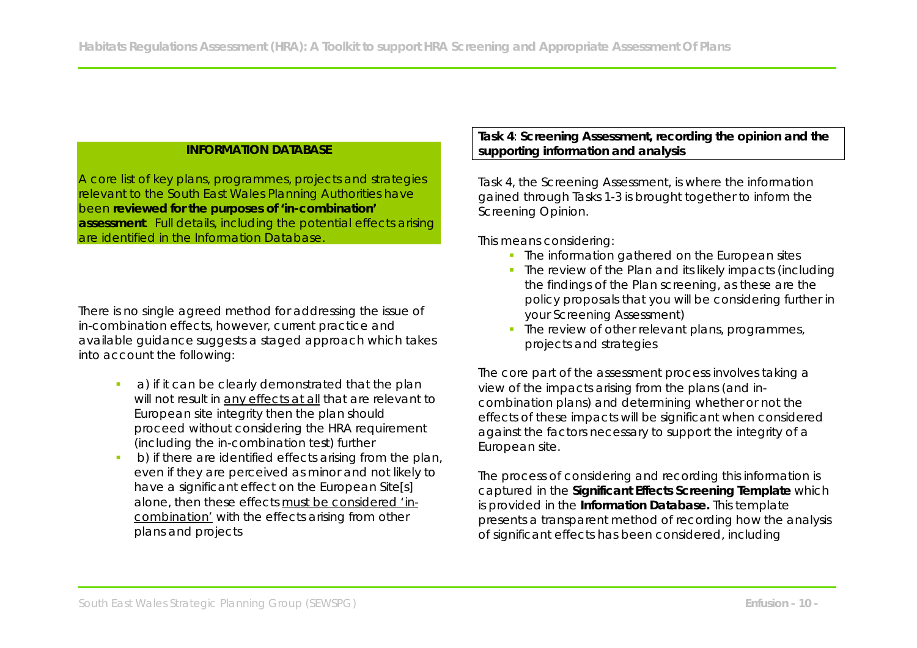**INFORMATION DATABASE**

A core list of key plans, programmes, projects and strategies relevant to the South East Wales Planning Authorities have been **reviewed for the purposes of 'in-combination' assessment**. Full details, including the potential effects arising are identified in the Information Database.

There is no single agreed method for addressing the issue of in-combination effects, however, current practice and available guidance suggests a staged approach which takes into account the following:

- a) if it can be clearly demonstrated that the plan will not result in <u>any effects at all</u> that are relevant to European site integrity then the plan should proceed without considering the HRA requirement (including the in-combination test) further
- b) if there are identified effects arising from the plan, even if they are perceived as minor and not likely to have a significant effect on the European Site[s] alone, then these effects <u>must be considered 'in-combination'</u> with the effects arising from other plans and projects

**Task 4**: **Screening Assessment, recording the opinion and the supporting information and analysis**

Task 4, the Screening Assessment, is where the information gained through Tasks 1-3 is brought together to inform the Screening Opinion.

This means considering:

- The information gathered on the European sites
- The review of the Plan and its likely impacts (including the findings of the Plan screening, as these are the policy proposals that you will be considering further in your Screening Assessment)
- The review of other relevant plans, programmes, projects and strategies

The core part of the assessment process involves taking a view of the impacts arising from the plans (and in-combination plans) and determining whether or not the effects of these impacts will be significant when considered against the factors necessary to support the integrity of a European site.

The process of considering and recording this information is captured in the **Significant Effects Screening Template** which is provided in the **Information Database.** This template presents a transparent method of recording how the analysis of significant effects has been considered, including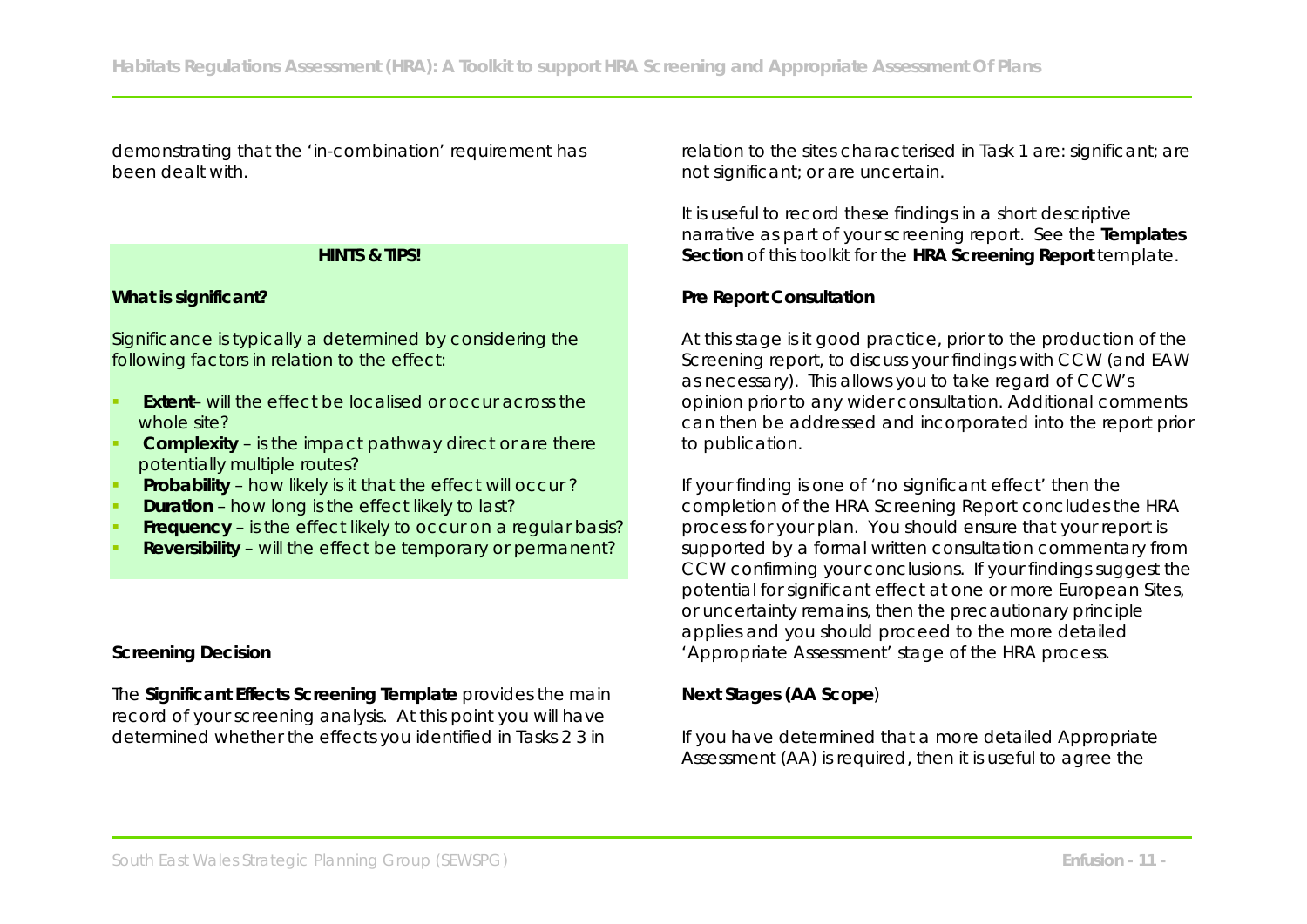demonstrating that the 'in-combination' requirement has been dealt with.

**HINTS & TIPS!**

**What is significant?**

Significance is typically a determined by considering the following factors in relation to the effect:

- **Extent**– will the effect be localised or occur across the whole site?
- **Complexity** – is the impact pathway direct or are there potentially multiple routes?
- **Probability** – how likely is it that the effect will occur ?
- **Duration** – how long is the effect likely to last?
- **Frequency** – is the effect likely to occur on a regular basis?
- **Reversibility** – will the effect be temporary or permanent?

**Screening Decision**

The **Significant Effects Screening Template** provides the main record of your screening analysis. At this point you will have determined whether the effects you identified in Tasks 2 3 in relation to the sites characterised in Task 1 are: significant; are not significant; or are uncertain.

It is useful to record these findings in a short descriptive narrative as part of your screening report. See the **Templates Section** of this toolkit for the **HRA Screening Report** template.

**Pre Report Consultation**

At this stage is it good practice, prior to the production of the Screening report, to discuss your findings with CCW (and EAW as necessary). This allows you to take regard of CCW's opinion prior to any wider consultation. Additional comments can then be addressed and incorporated into the report prior to publication.

If your finding is one of 'no significant effect' then the completion of the HRA Screening Report concludes the HRA process for your plan. You should ensure that your report is supported by a formal written consultation commentary from CCW confirming your conclusions. If your findings suggest the potential for significant effect at one or more European Sites, or uncertainty remains, then the precautionary principle applies and you should proceed to the more detailed 'Appropriate Assessment' stage of the HRA process.

**Next Stages (AA Scope**)

If you have determined that a more detailed Appropriate Assessment (AA) is required, then it is useful to agree the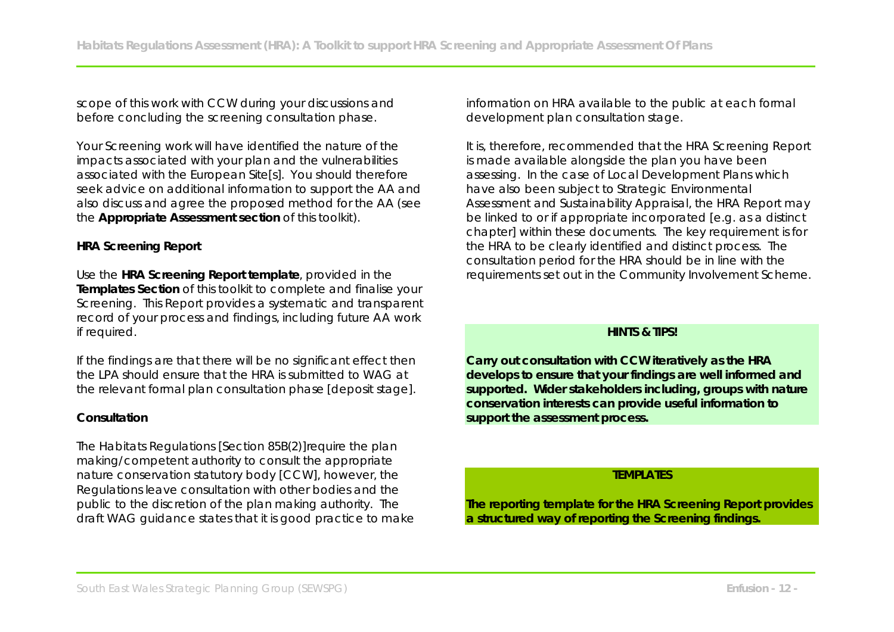scope of this work with CCW during your discussions and before concluding the screening consultation phase.

Your Screening work will have identified the nature of the impacts associated with your plan and the vulnerabilities associated with the European Site[s]. You should therefore seek advice on additional information to support the AA and also discuss and agree the proposed method for the AA (see the **Appropriate Assessment section** of this toolkit).

**HRA Screening Report**

Use the **HRA Screening Report template**, provided in the **Templates Section** of this toolkit to complete and finalise your Screening. This Report provides a systematic and transparent record of your process and findings, including future AA work if required.

If the findings are that there will be no significant effect then the LPA should ensure that the HRA is submitted to WAG at the relevant formal plan consultation phase [deposit stage].

**Consultation**

The Habitats Regulations [Section 85B(2)]require the plan making/competent authority to consult the appropriate nature conservation statutory body [CCW], however, the Regulations leave consultation with other bodies and the public to the discretion of the plan making authority. The draft WAG guidance states that it is good practice to make information on HRA available to the public at each formal development plan consultation stage.

It is, therefore, recommended that the HRA Screening Report is made available alongside the plan you have been assessing. In the case of Local Development Plans which have also been subject to Strategic Environmental Assessment and Sustainability Appraisal, the HRA Report may be linked to or if appropriate incorporated [e.g. as a distinct chapter] within these documents. The key requirement is for the HRA to be clearly identified and distinct process. The consultation period for the HRA should be in line with the requirements set out in the Community Involvement Scheme.

**HINTS & TIPS!**

**Carry out consultation with CCW iteratively as the HRA develops to ensure that your findings are well informed and supported. Wider stakeholders including, groups with nature conservation interests can provide useful information to support the assessment process.**

**TEMPLATES**

**The reporting template for the HRA Screening Report provides a structured way of reporting the Screening findings.**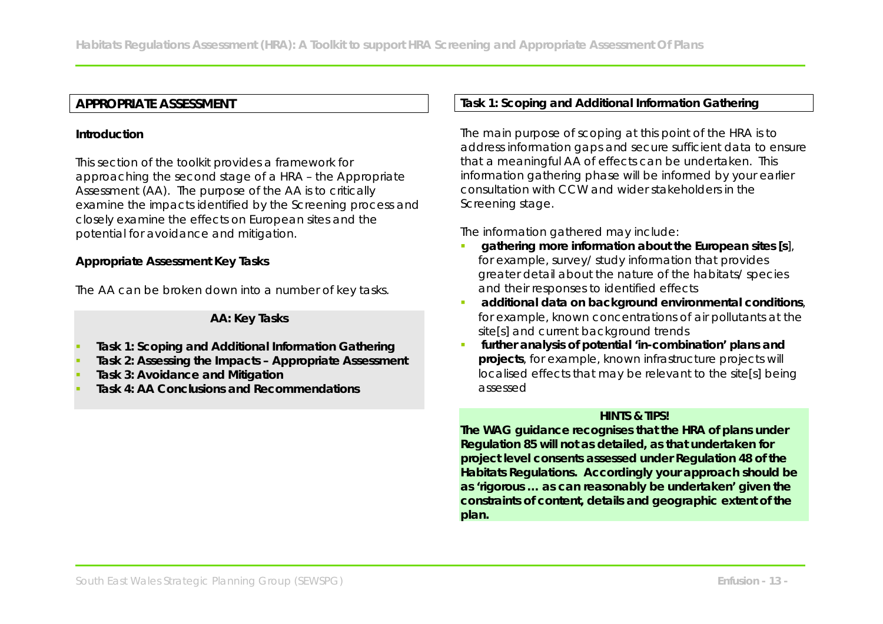## APPROPRIATE ASSESSMENT

**Introduction**

This section of the toolkit provides a framework for approaching the second stage of a HRA – the Appropriate Assessment (AA). The purpose of the AA is to critically examine the impacts identified by the Screening process and closely examine the effects on European sites and the potential for avoidance and mitigation.

**Appropriate Assessment Key Tasks**

The AA can be broken down into a number of key tasks.

**AA: Key Tasks**

- **Task 1: Scoping and Additional Information Gathering**
- **Task 2: Assessing the Impacts – Appropriate Assessment**
- **Task 3: Avoidance and Mitigation**
- **Task 4: AA Conclusions and Recommendations**

## Task 1: Scoping and Additional Information Gathering

The main purpose of scoping at this point of the HRA is to address information gaps and secure sufficient data to ensure that a meaningful AA of effects can be undertaken. This information gathering phase will be informed by your earlier consultation with CCW and wider stakeholders in the Screening stage.

The information gathered may include:

- **gathering more information about the European sites [s]**, for example, survey/ study information that provides greater detail about the nature of the habitats/ species and their responses to identified effects
- **additional data on background environmental conditions**, for example, known concentrations of air pollutants at the site[s] and current background trends
- **further analysis of potential 'in-combination' plans and projects**, for example, known infrastructure projects will localised effects that may be relevant to the site[s] being assessed

**HINTS & TIPS!**

**The WAG guidance recognises that the HRA of plans under Regulation 85 will not as detailed, as that undertaken for project level consents assessed under Regulation 48 of the Habitats Regulations. Accordingly your approach should be as 'rigorous … as can reasonably be undertaken' given the constraints of content, details and geographic extent of the plan.**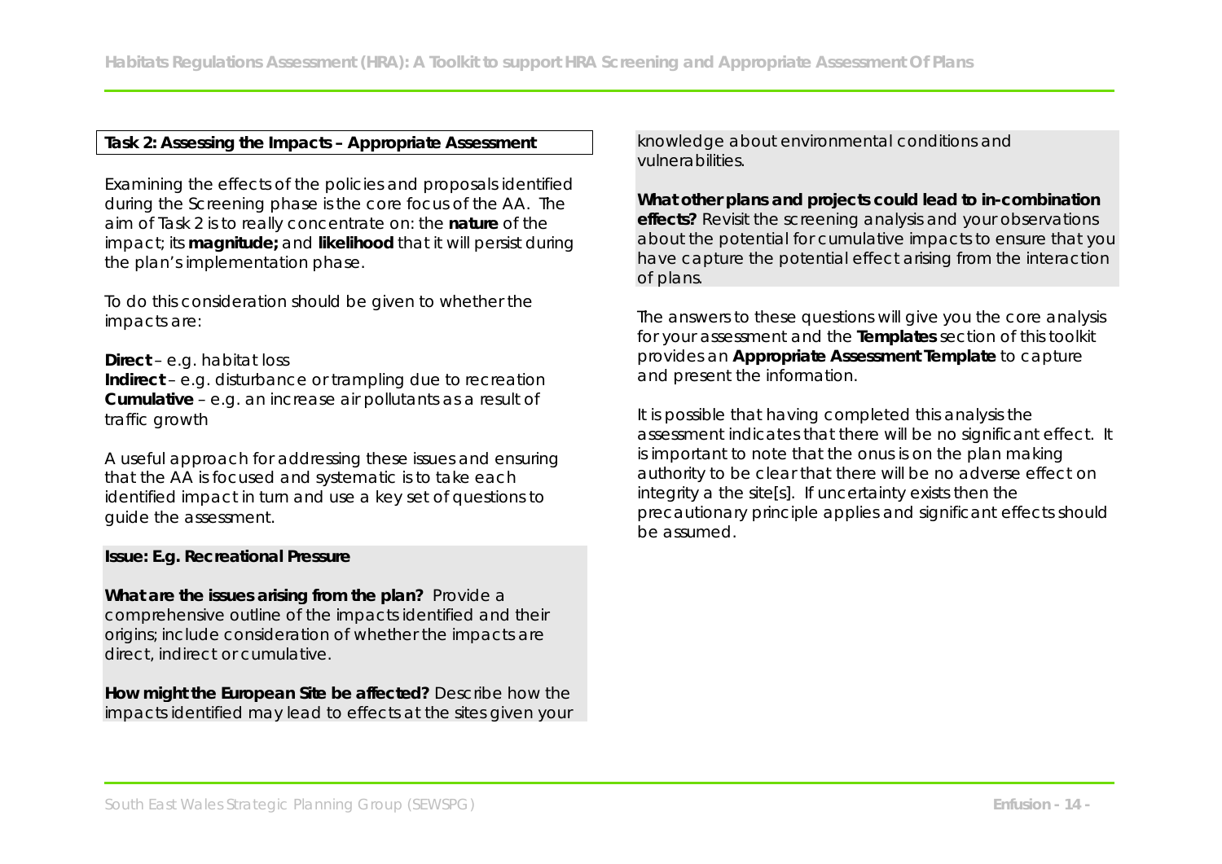**Task 2: Assessing the Impacts – Appropriate Assessment**

Examining the effects of the policies and proposals identified during the Screening phase is the core focus of the AA. The aim of Task 2 is to really concentrate on: the **nature** of the impact; its **magnitude;** and **likelihood** that it will persist during the plan's implementation phase.

To do this consideration should be given to whether the impacts are:

**Direct** – e.g. habitat loss
**Indirect** – e.g. disturbance or trampling due to recreation
**Cumulative** – e.g. an increase air pollutants as a result of traffic growth

A useful approach for addressing these issues and ensuring that the AA is focused and systematic is to take each identified impact in turn and use a key set of questions to guide the assessment.

**Issue: E.g. Recreational Pressure**

**What are the issues arising from the plan?** Provide a comprehensive outline of the impacts identified and their origins; include consideration of whether the impacts are direct, indirect or cumulative.

**How might the European Site be affected?** Describe how the impacts identified may lead to effects at the sites given your knowledge about environmental conditions and vulnerabilities.

**What other plans and projects could lead to in-combination effects?** Revisit the screening analysis and your observations about the potential for cumulative impacts to ensure that you have capture the potential effect arising from the interaction of plans.

The answers to these questions will give you the core analysis for your assessment and the **Templates** section of this toolkit provides an **Appropriate Assessment Template** to capture and present the information.

It is possible that having completed this analysis the assessment indicates that there will be no significant effect. It is important to note that the onus is on the plan making authority to be clear that there will be no adverse effect on integrity a the site[s]. If uncertainty exists then the precautionary principle applies and significant effects should be assumed.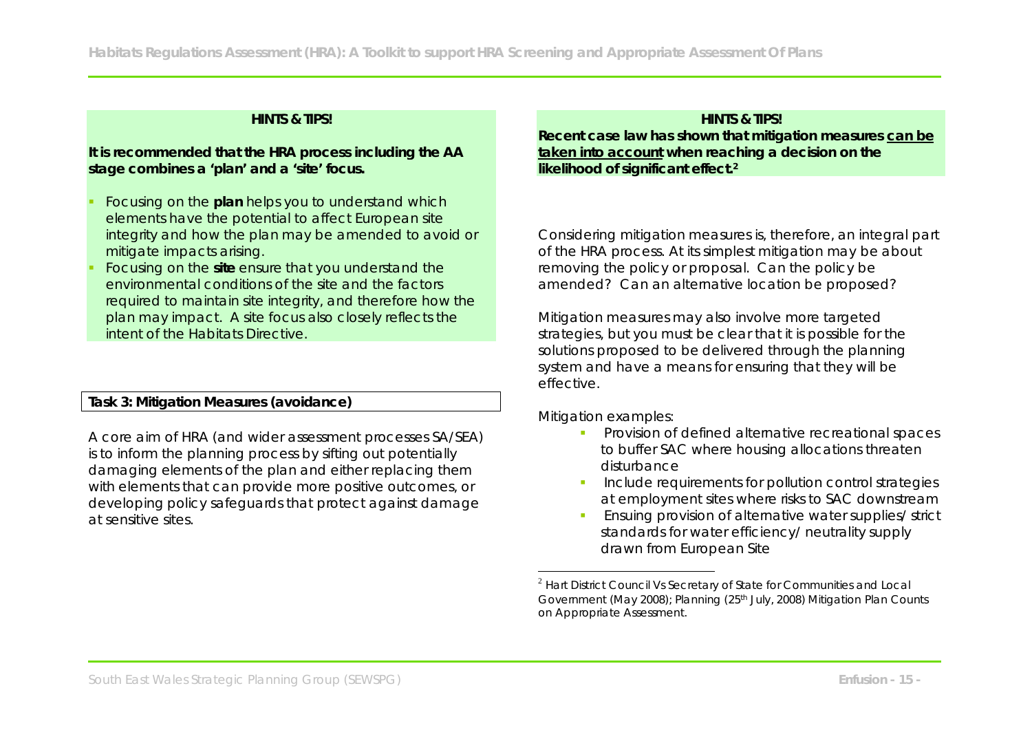**HINTS & TIPS!**

**It is recommended that the HRA process including the AA stage combines a 'plan' and a 'site' focus.**

- Focusing on the **plan** helps you to understand which elements have the potential to affect European site integrity and how the plan may be amended to avoid or mitigate impacts arising.
- Focusing on the **site** ensure that you understand the environmental conditions of the site and the factors required to maintain site integrity, and therefore how the plan may impact. A site focus also closely reflects the intent of the Habitats Directive.

**Task 3: Mitigation Measures (avoidance)**

A core aim of HRA (and wider assessment processes SA/SEA) is to inform the planning process by sifting out potentially damaging elements of the plan and either replacing them with elements that can provide more positive outcomes, or developing policy safeguards that protect against damage at sensitive sites.

**HINTS & TIPS!**
**Recent case law has shown that mitigation measures <u>can be taken into account</u> when reaching a decision on the likelihood of significant effect.[2]**

Considering mitigation measures is, therefore, an integral part of the HRA process. At its simplest mitigation may be about removing the policy or proposal. Can the policy be amended? Can an alternative location be proposed?

Mitigation measures may also involve more targeted strategies, but you must be clear that it is possible for the solutions proposed to be delivered through the planning system and have a means for ensuring that they will be effective.

Mitigation examples:

- Provision of defined alternative recreational spaces to buffer SAC where housing allocations threaten disturbance
- Include requirements for pollution control strategies at employment sites where risks to SAC downstream
- Ensuing provision of alternative water supplies/ strict standards for water efficiency/ neutrality supply drawn from European Site

[2] Hart District Council Vs Secretary of State for Communities and Local Government (May 2008); Planning (25th July, 2008) Mitigation Plan Counts on Appropriate Assessment.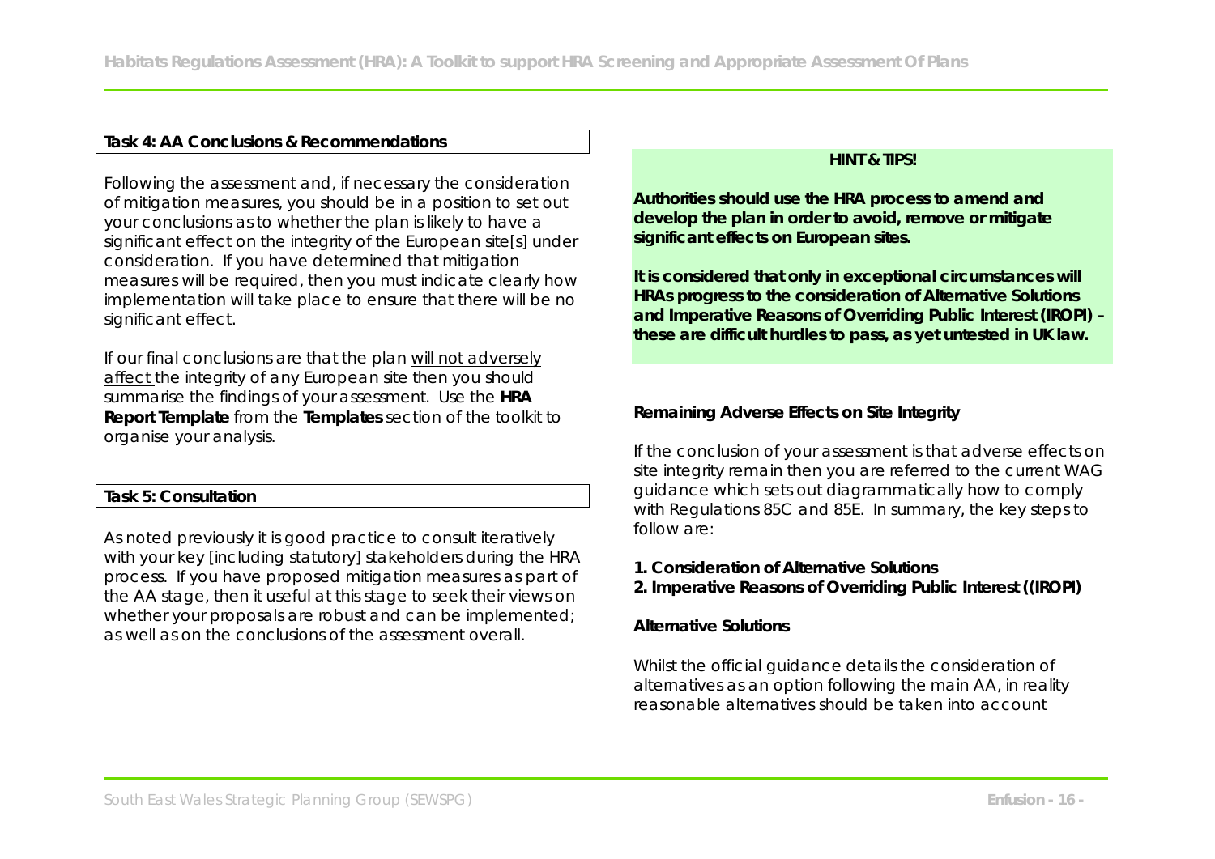**Task 4: AA Conclusions & Recommendations**

Following the assessment and, if necessary the consideration of mitigation measures, you should be in a position to set out your conclusions as to whether the plan is likely to have a significant effect on the integrity of the European site[s] under consideration. If you have determined that mitigation measures will be required, then you must indicate clearly how implementation will take place to ensure that there will be no significant effect.

If our final conclusions are that the plan <u>will not adversely affect</u> the integrity of any European site then you should summarise the findings of your assessment. Use the **HRA Report Template** from the **Templates** section of the toolkit to organise your analysis.

**Task 5: Consultation**

As noted previously it is good practice to consult iteratively with your key [including statutory] stakeholders during the HRA process. If you have proposed mitigation measures as part of the AA stage, then it useful at this stage to seek their views on whether your proposals are robust and can be implemented; as well as on the conclusions of the assessment overall.

**HINT & TIPS!**

**Authorities should use the HRA process to amend and develop the plan in order to avoid, remove or mitigate significant effects on European sites.**

**It is considered that only in exceptional circumstances will HRAs progress to the consideration of Alternative Solutions and Imperative Reasons of Overriding Public Interest (IROPI) – these are difficult hurdles to pass, as yet untested in UK law.**

**Remaining Adverse Effects on Site Integrity**

If the conclusion of your assessment is that adverse effects on site integrity remain then you are referred to the current WAG guidance which sets out diagrammatically how to comply with Regulations 85C and 85E. In summary, the key steps to follow are:

**1. Consideration of Alternative Solutions**
**2. Imperative Reasons of Overriding Public Interest ((IROPI)**

**Alternative Solutions**

Whilst the official guidance details the consideration of alternatives as an option following the main AA, in reality reasonable alternatives should be taken into account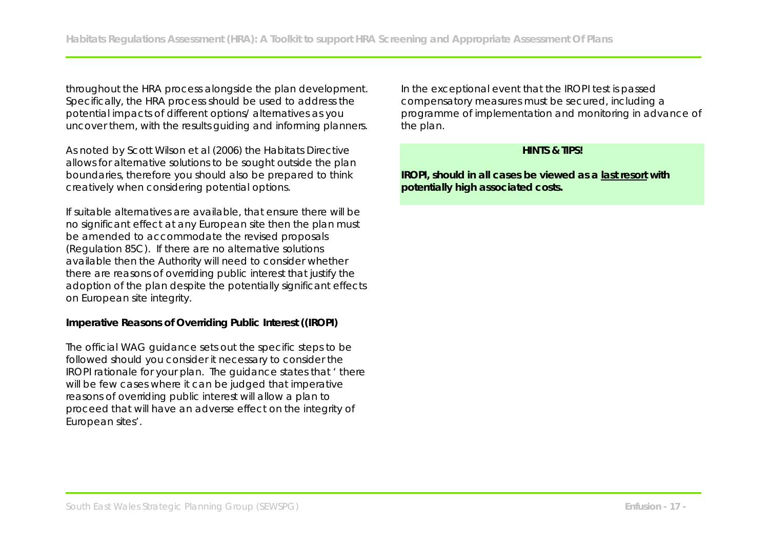throughout the HRA process alongside the plan development. Specifically, the HRA process should be used to address the potential impacts of different options/ alternatives as you uncover them, with the results guiding and informing planners.

As noted by Scott Wilson et al (2006) the Habitats Directive allows for alternative solutions to be sought outside the plan boundaries, therefore you should also be prepared to think creatively when considering potential options.

If suitable alternatives are available, that ensure there will be no significant effect at any European site then the plan must be amended to accommodate the revised proposals (Regulation 85C). If there are no alternative solutions available then the Authority will need to consider whether there are reasons of overriding public interest that justify the adoption of the plan despite the potentially significant effects on European site integrity.

**Imperative Reasons of Overriding Public Interest ((IROPI)**

The official WAG guidance sets out the specific steps to be followed should you consider it necessary to consider the IROPI rationale for your plan. The guidance states that ' there will be few cases where it can be judged that imperative reasons of overriding public interest will allow a plan to proceed that will have an adverse effect on the integrity of European sites'.

In the exceptional event that the IROPI test is passed compensatory measures must be secured, including a programme of implementation and monitoring in advance of the plan.

**HINTS & TIPS!**

**IROPI, should in all cases be viewed as a <u>last resort</u> with potentially high associated costs.**